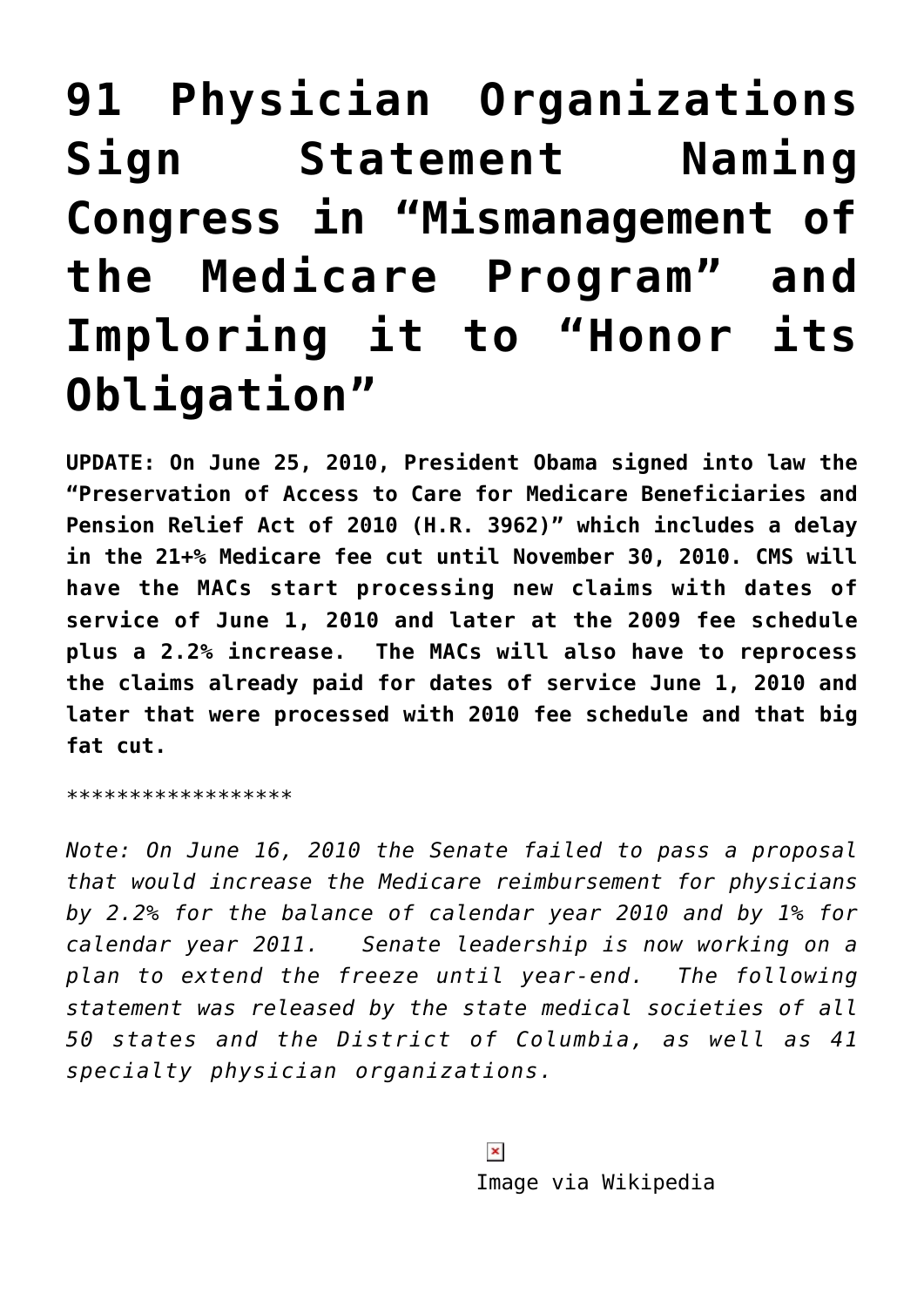# 91 Physician Organizations Sign Statement Naming Congress in "Mismanagement of the Medicare Program" and Imploring it to "Honor its Obligation"

**UPDATE: On June 25, 2010, President Obama signed into law the "Preservation of Access to Care for Medicare Beneficiaries and Pension Relief Act of 2010 (H.R. 3962)" which includes a delay in the 21+% Medicare fee cut until November 30, 2010. CMS will have the MACs start processing new claims with dates of service of June 1, 2010 and later at the 2009 fee schedule plus a 2.2% increase. The MACs will also have to reprocess the claims already paid for dates of service June 1, 2010 and later that were processed with 2010 fee schedule and that big fat cut.**

******************

*Note: On June 16, 2010 the Senate failed to pass a proposal that would increase the Medicare reimbursement for physicians by 2.2% for the balance of calendar year 2010 and by 1% for calendar year 2011. Senate leadership is now working on a plan to extend the freeze until year-end. The following statement was released by the state medical societies of all 50 states and the District of Columbia, as well as 41 specialty physician organizations.*

Image via Wikipedia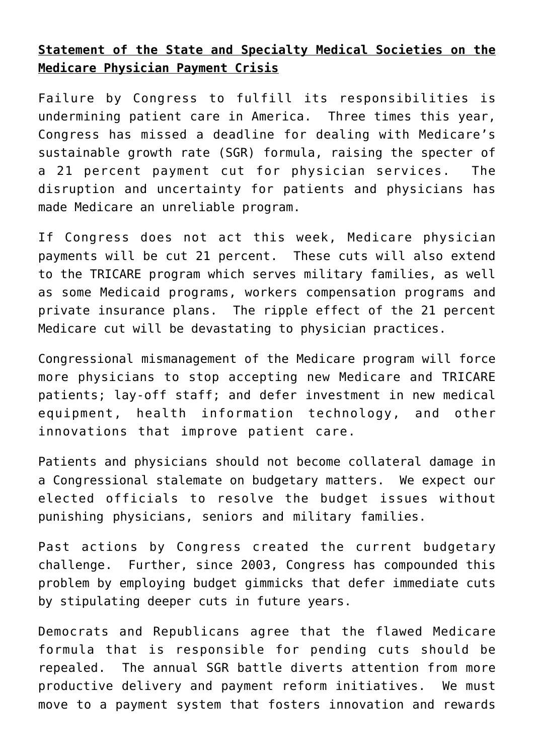**Statement of the State and Specialty Medical Societies on the Medicare Physician Payment Crisis**

Failure by Congress to fulfill its responsibilities is undermining patient care in America. Three times this year, Congress has missed a deadline for dealing with Medicare's sustainable growth rate (SGR) formula, raising the specter of a 21 percent payment cut for physician services. The disruption and uncertainty for patients and physicians has made Medicare an unreliable program.

If Congress does not act this week, Medicare physician payments will be cut 21 percent. These cuts will also extend to the TRICARE program which serves military families, as well as some Medicaid programs, workers compensation programs and private insurance plans. The ripple effect of the 21 percent Medicare cut will be devastating to physician practices.

Congressional mismanagement of the Medicare program will force more physicians to stop accepting new Medicare and TRICARE patients; lay-off staff; and defer investment in new medical equipment, health information technology, and other innovations that improve patient care.

Patients and physicians should not become collateral damage in a Congressional stalemate on budgetary matters. We expect our elected officials to resolve the budget issues without punishing physicians, seniors and military families.

Past actions by Congress created the current budgetary challenge. Further, since 2003, Congress has compounded this problem by employing budget gimmicks that defer immediate cuts by stipulating deeper cuts in future years.

Democrats and Republicans agree that the flawed Medicare formula that is responsible for pending cuts should be repealed. The annual SGR battle diverts attention from more productive delivery and payment reform initiatives. We must move to a payment system that fosters innovation and rewards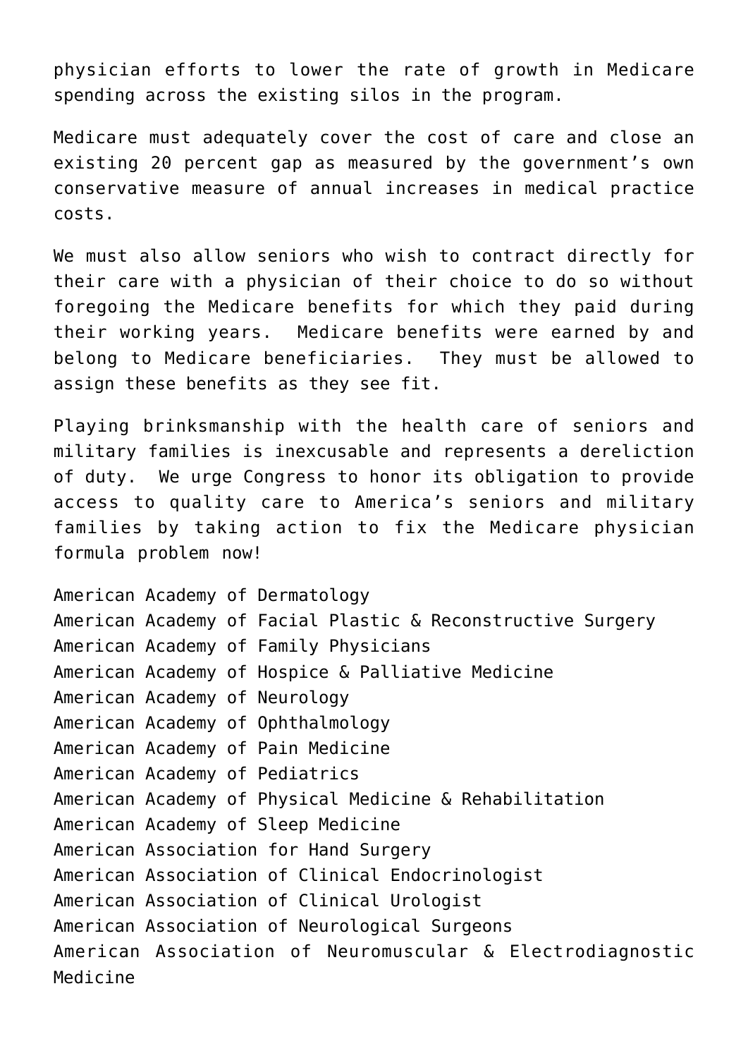physician efforts to lower the rate of growth in Medicare spending across the existing silos in the program.

Medicare must adequately cover the cost of care and close an existing 20 percent gap as measured by the government's own conservative measure of annual increases in medical practice costs.

We must also allow seniors who wish to contract directly for their care with a physician of their choice to do so without foregoing the Medicare benefits for which they paid during their working years. Medicare benefits were earned by and belong to Medicare beneficiaries. They must be allowed to assign these benefits as they see fit.

Playing brinksmanship with the health care of seniors and military families is inexcusable and represents a dereliction of duty. We urge Congress to honor its obligation to provide access to quality care to America's seniors and military families by taking action to fix the Medicare physician formula problem now!

American Academy of Dermatology
American Academy of Facial Plastic & Reconstructive Surgery
American Academy of Family Physicians
American Academy of Hospice & Palliative Medicine
American Academy of Neurology
American Academy of Ophthalmology
American Academy of Pain Medicine
American Academy of Pediatrics
American Academy of Physical Medicine & Rehabilitation
American Academy of Sleep Medicine
American Association for Hand Surgery
American Association of Clinical Endocrinologist
American Association of Clinical Urologist
American Association of Neurological Surgeons
American Association of Neuromuscular & Electrodiagnostic Medicine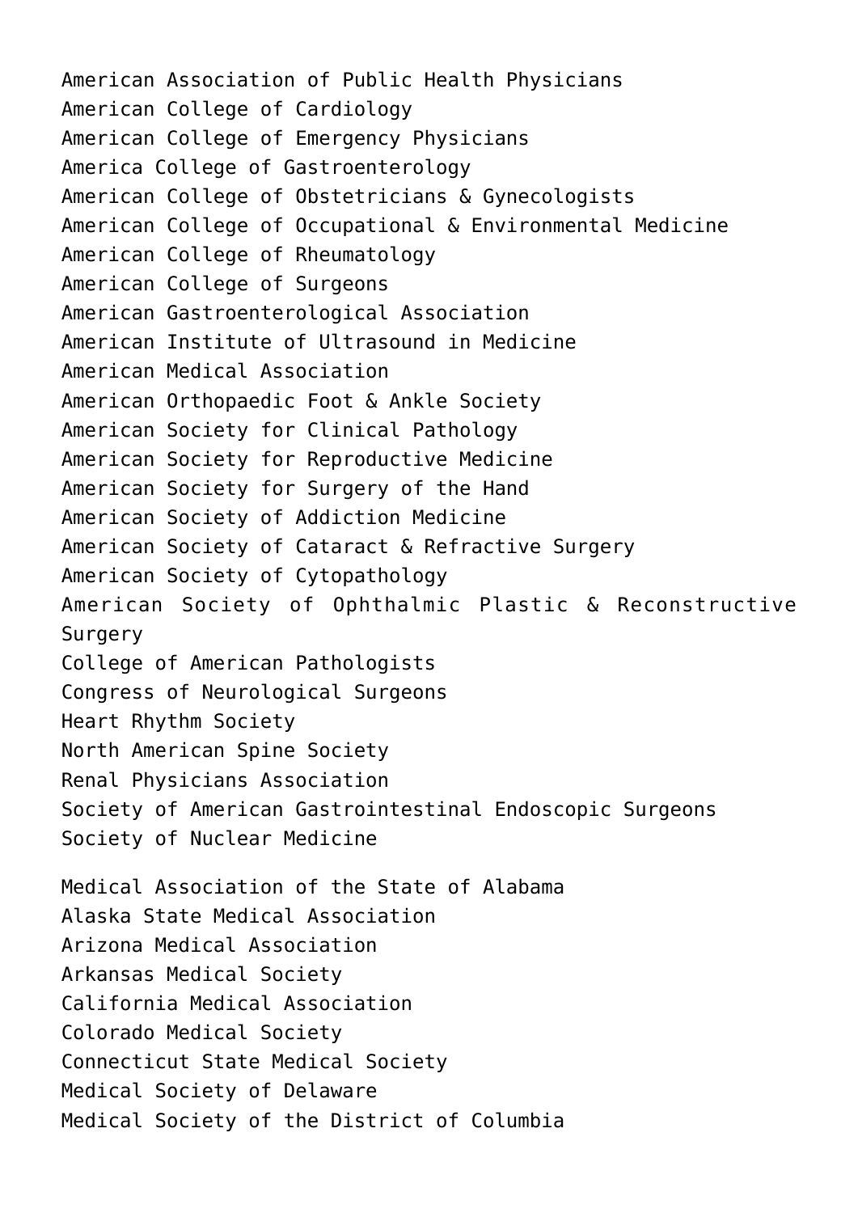American Association of Public Health Physicians
American College of Cardiology
American College of Emergency Physicians
America College of Gastroenterology
American College of Obstetricians & Gynecologists
American College of Occupational & Environmental Medicine
American College of Rheumatology
American College of Surgeons
American Gastroenterological Association
American Institute of Ultrasound in Medicine
American Medical Association
American Orthopaedic Foot & Ankle Society
American Society for Clinical Pathology
American Society for Reproductive Medicine
American Society for Surgery of the Hand
American Society of Addiction Medicine
American Society of Cataract & Refractive Surgery
American Society of Cytopathology
American Society of Ophthalmic Plastic & Reconstructive Surgery
College of American Pathologists
Congress of Neurological Surgeons
Heart Rhythm Society
North American Spine Society
Renal Physicians Association
Society of American Gastrointestinal Endoscopic Surgeons
Society of Nuclear Medicine

Medical Association of the State of Alabama
Alaska State Medical Association
Arizona Medical Association
Arkansas Medical Society
California Medical Association
Colorado Medical Society
Connecticut State Medical Society
Medical Society of Delaware
Medical Society of the District of Columbia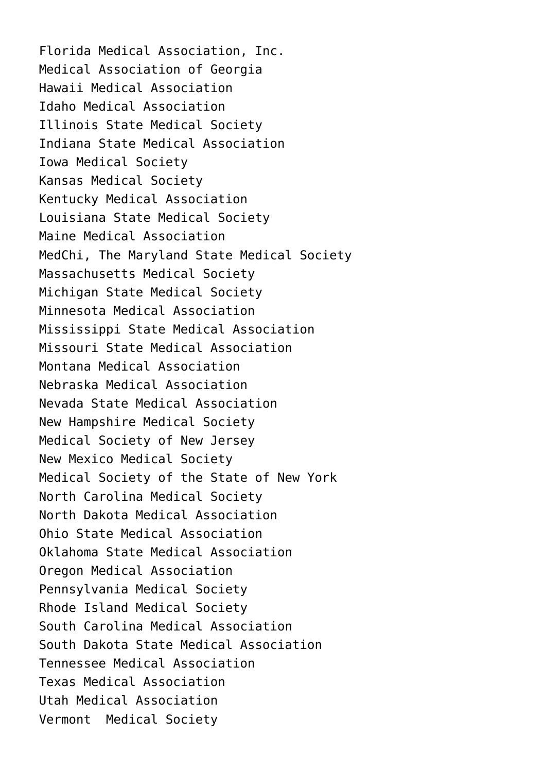Florida Medical Association, Inc.
Medical Association of Georgia
Hawaii Medical Association
Idaho Medical Association
Illinois State Medical Society
Indiana State Medical Association
Iowa Medical Society
Kansas Medical Society
Kentucky Medical Association
Louisiana State Medical Society
Maine Medical Association
MedChi, The Maryland State Medical Society
Massachusetts Medical Society
Michigan State Medical Society
Minnesota Medical Association
Mississippi State Medical Association
Missouri State Medical Association
Montana Medical Association
Nebraska Medical Association
Nevada State Medical Association
New Hampshire Medical Society
Medical Society of New Jersey
New Mexico Medical Society
Medical Society of the State of New York
North Carolina Medical Society
North Dakota Medical Association
Ohio State Medical Association
Oklahoma State Medical Association
Oregon Medical Association
Pennsylvania Medical Society
Rhode Island Medical Society
South Carolina Medical Association
South Dakota State Medical Association
Tennessee Medical Association
Texas Medical Association
Utah Medical Association
Vermont Medical Society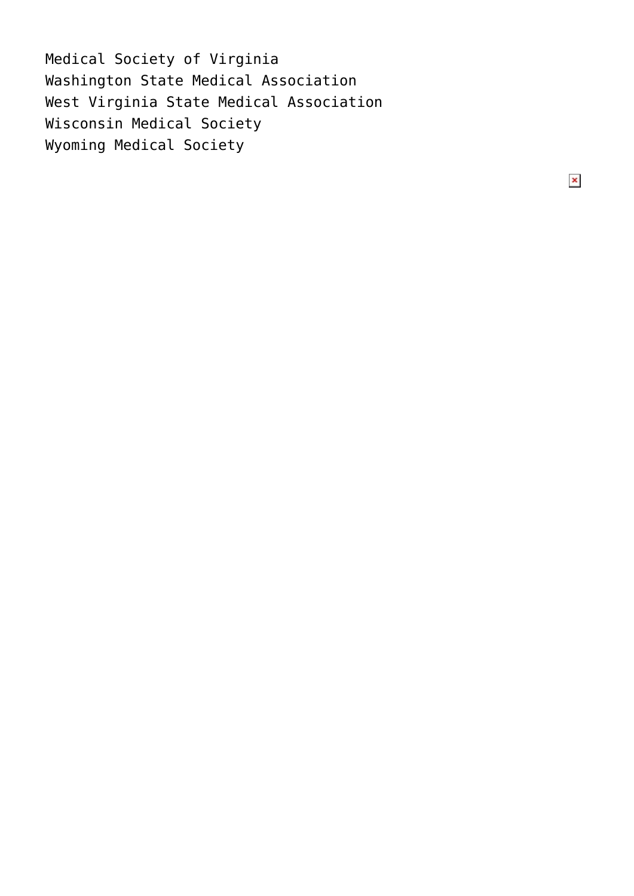Medical Society of Virginia
Washington State Medical Association
West Virginia State Medical Association
Wisconsin Medical Society
Wyoming Medical Society